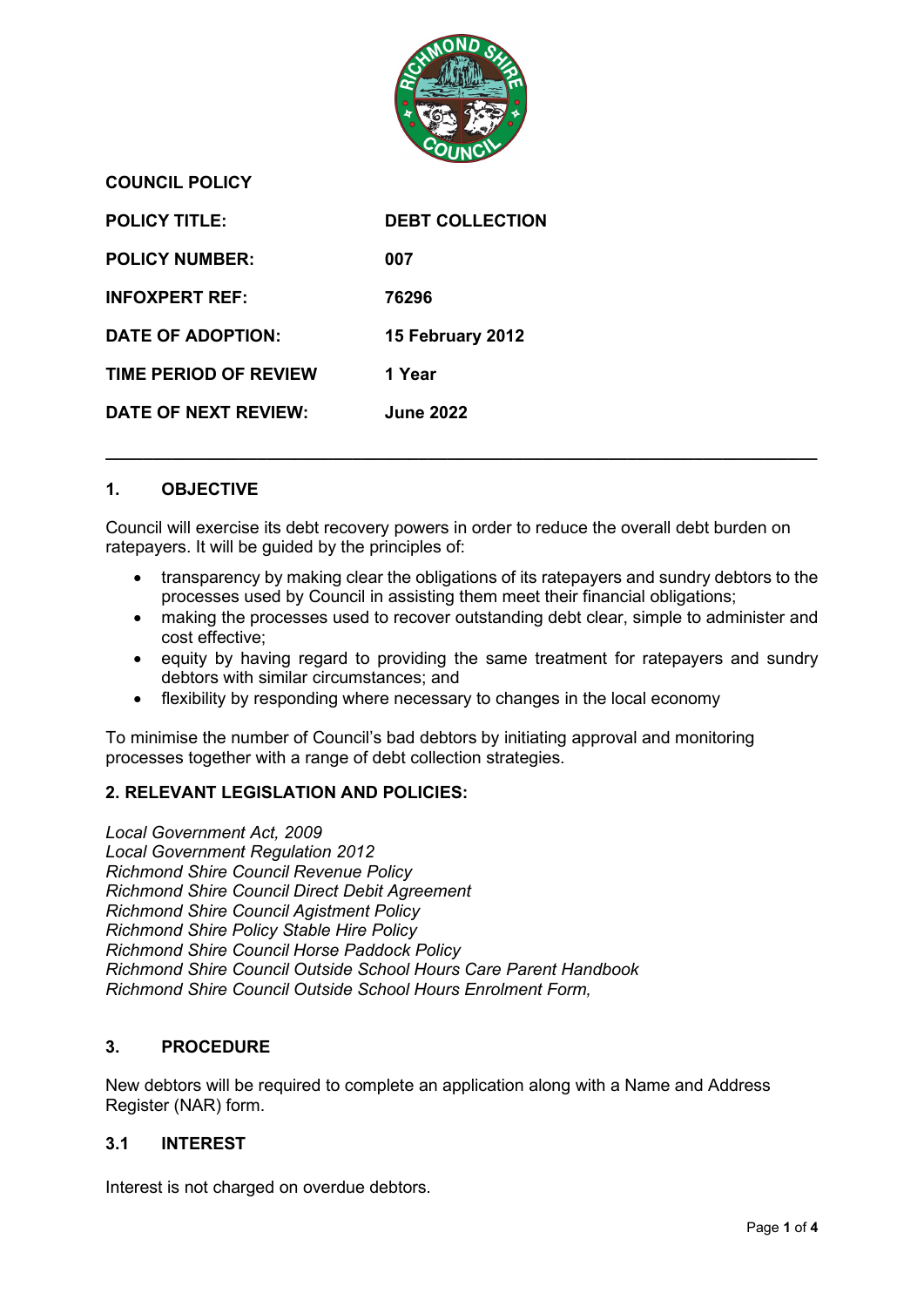**COUNCIL POLICY**

| | |
|---|---|
| **POLICY TITLE:** | **DEBT COLLECTION** |
| **POLICY NUMBER:** | **007** |
| **INFOXPERT REF:** | **76296** |
| **DATE OF ADOPTION:** | **15 February 2012** |
| **TIME PERIOD OF REVIEW** | **1 Year** |
| **DATE OF NEXT REVIEW:** | **June 2022** |

---

## 1. OBJECTIVE

Council will exercise its debt recovery powers in order to reduce the overall debt burden on ratepayers. It will be guided by the principles of:

- transparency by making clear the obligations of its ratepayers and sundry debtors to the processes used by Council in assisting them meet their financial obligations;
- making the processes used to recover outstanding debt clear, simple to administer and cost effective;
- equity by having regard to providing the same treatment for ratepayers and sundry debtors with similar circumstances; and
- flexibility by responding where necessary to changes in the local economy

To minimise the number of Council's bad debtors by initiating approval and monitoring processes together with a range of debt collection strategies.

## 2. RELEVANT LEGISLATION AND POLICIES:

*Local Government Act, 2009*
*Local Government Regulation 2012*
*Richmond Shire Council Revenue Policy*
*Richmond Shire Council Direct Debit Agreement*
*Richmond Shire Council Agistment Policy*
*Richmond Shire Policy Stable Hire Policy*
*Richmond Shire Council Horse Paddock Policy*
*Richmond Shire Council Outside School Hours Care Parent Handbook*
*Richmond Shire Council Outside School Hours Enrolment Form,*

## 3. PROCEDURE

New debtors will be required to complete an application along with a Name and Address Register (NAR) form.

### 3.1 INTEREST

Interest is not charged on overdue debtors.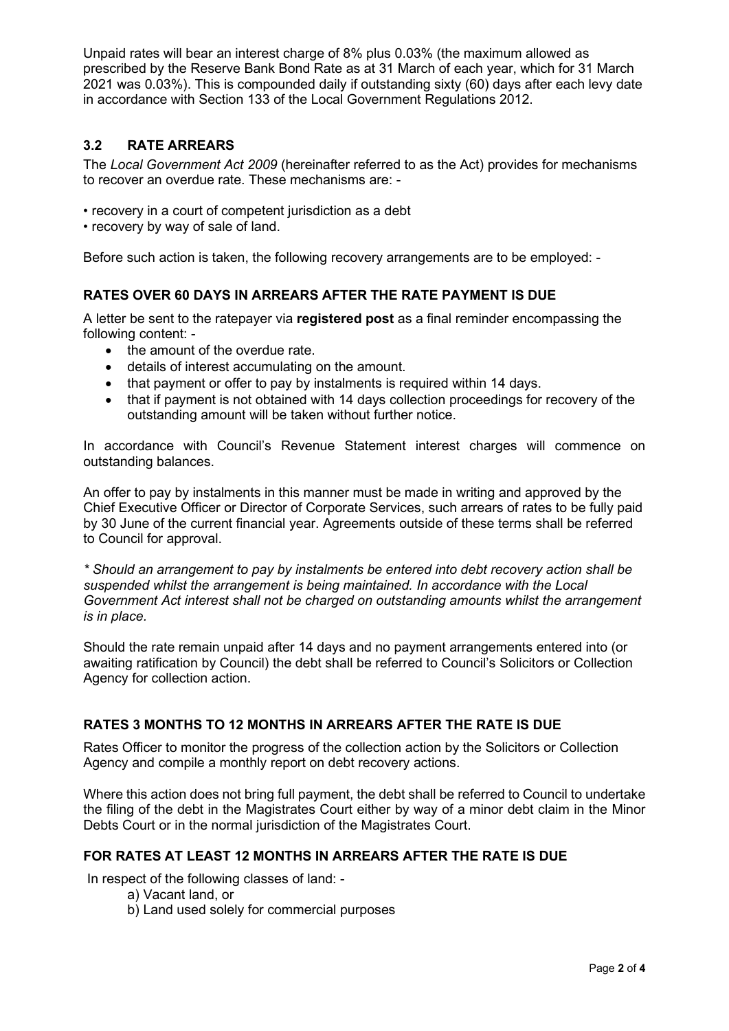Unpaid rates will bear an interest charge of 8% plus 0.03% (the maximum allowed as prescribed by the Reserve Bank Bond Rate as at 31 March of each year, which for 31 March 2021 was 0.03%). This is compounded daily if outstanding sixty (60) days after each levy date in accordance with Section 133 of the Local Government Regulations 2012.

## 3.2 RATE ARREARS

The *Local Government Act 2009* (hereinafter referred to as the Act) provides for mechanisms to recover an overdue rate. These mechanisms are: -

- recovery in a court of competent jurisdiction as a debt
- recovery by way of sale of land.

Before such action is taken, the following recovery arrangements are to be employed: -

### RATES OVER 60 DAYS IN ARREARS AFTER THE RATE PAYMENT IS DUE

A letter be sent to the ratepayer via **registered post** as a final reminder encompassing the following content: -

- the amount of the overdue rate.
- details of interest accumulating on the amount.
- that payment or offer to pay by instalments is required within 14 days.
- that if payment is not obtained with 14 days collection proceedings for recovery of the outstanding amount will be taken without further notice.

In accordance with Council's Revenue Statement interest charges will commence on outstanding balances.

An offer to pay by instalments in this manner must be made in writing and approved by the Chief Executive Officer or Director of Corporate Services, such arrears of rates to be fully paid by 30 June of the current financial year. Agreements outside of these terms shall be referred to Council for approval.

*\* Should an arrangement to pay by instalments be entered into debt recovery action shall be suspended whilst the arrangement is being maintained. In accordance with the Local Government Act interest shall not be charged on outstanding amounts whilst the arrangement is in place.*

Should the rate remain unpaid after 14 days and no payment arrangements entered into (or awaiting ratification by Council) the debt shall be referred to Council's Solicitors or Collection Agency for collection action.

### RATES 3 MONTHS TO 12 MONTHS IN ARREARS AFTER THE RATE IS DUE

Rates Officer to monitor the progress of the collection action by the Solicitors or Collection Agency and compile a monthly report on debt recovery actions.

Where this action does not bring full payment, the debt shall be referred to Council to undertake the filing of the debt in the Magistrates Court either by way of a minor debt claim in the Minor Debts Court or in the normal jurisdiction of the Magistrates Court.

### FOR RATES AT LEAST 12 MONTHS IN ARREARS AFTER THE RATE IS DUE

In respect of the following classes of land: -

a) Vacant land, or
b) Land used solely for commercial purposes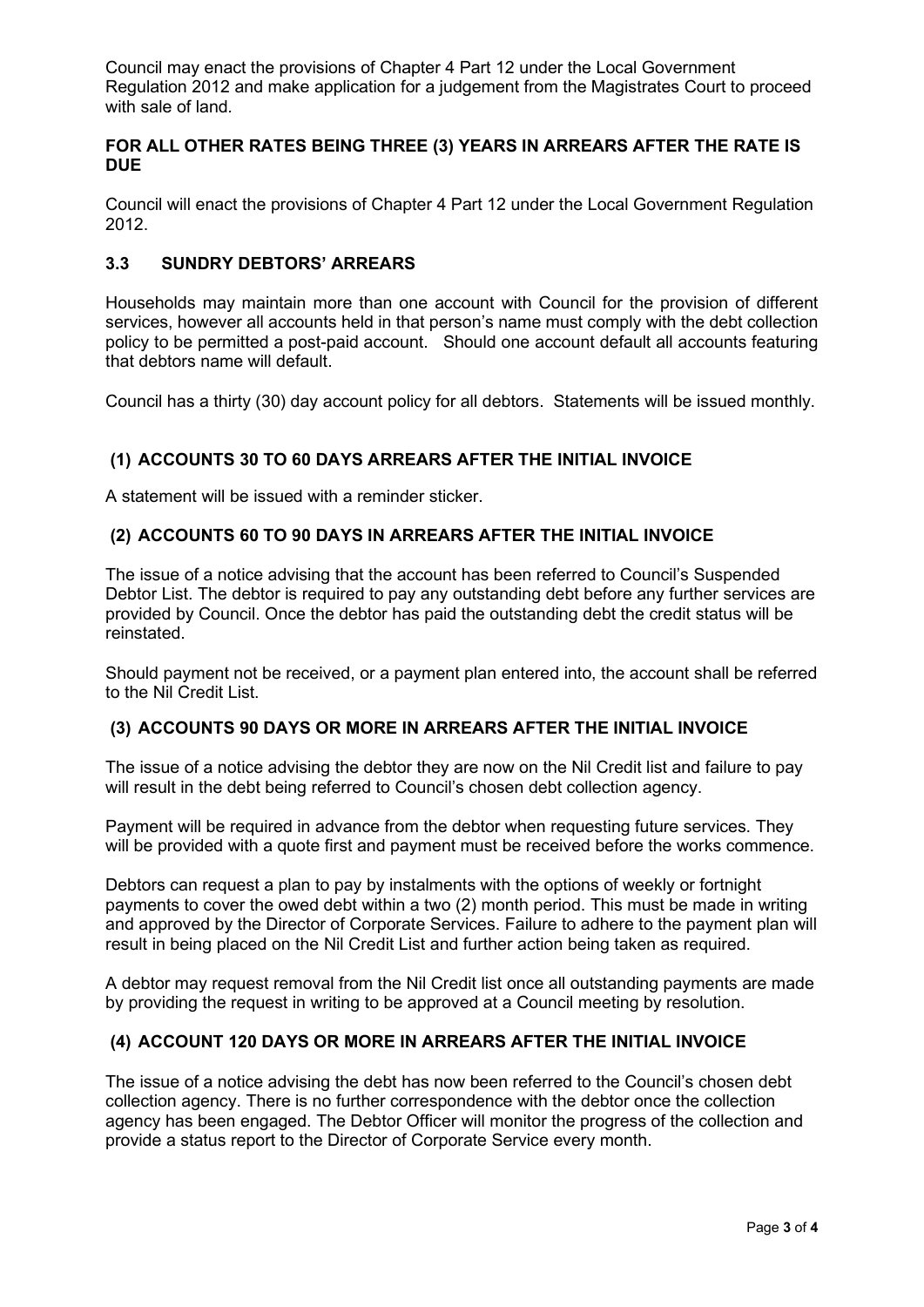Council may enact the provisions of Chapter 4 Part 12 under the Local Government Regulation 2012 and make application for a judgement from the Magistrates Court to proceed with sale of land.

**FOR ALL OTHER RATES BEING THREE (3) YEARS IN ARREARS AFTER THE RATE IS DUE**

Council will enact the provisions of Chapter 4 Part 12 under the Local Government Regulation 2012.

### 3.3 SUNDRY DEBTORS' ARREARS

Households may maintain more than one account with Council for the provision of different services, however all accounts held in that person's name must comply with the debt collection policy to be permitted a post-paid account. Should one account default all accounts featuring that debtors name will default.

Council has a thirty (30) day account policy for all debtors. Statements will be issued monthly.

#### (1) ACCOUNTS 30 TO 60 DAYS ARREARS AFTER THE INITIAL INVOICE

A statement will be issued with a reminder sticker.

#### (2) ACCOUNTS 60 TO 90 DAYS IN ARREARS AFTER THE INITIAL INVOICE

The issue of a notice advising that the account has been referred to Council's Suspended Debtor List. The debtor is required to pay any outstanding debt before any further services are provided by Council. Once the debtor has paid the outstanding debt the credit status will be reinstated.

Should payment not be received, or a payment plan entered into, the account shall be referred to the Nil Credit List.

#### (3) ACCOUNTS 90 DAYS OR MORE IN ARREARS AFTER THE INITIAL INVOICE

The issue of a notice advising the debtor they are now on the Nil Credit list and failure to pay will result in the debt being referred to Council's chosen debt collection agency.

Payment will be required in advance from the debtor when requesting future services. They will be provided with a quote first and payment must be received before the works commence.

Debtors can request a plan to pay by instalments with the options of weekly or fortnight payments to cover the owed debt within a two (2) month period. This must be made in writing and approved by the Director of Corporate Services. Failure to adhere to the payment plan will result in being placed on the Nil Credit List and further action being taken as required.

A debtor may request removal from the Nil Credit list once all outstanding payments are made by providing the request in writing to be approved at a Council meeting by resolution.

#### (4) ACCOUNT 120 DAYS OR MORE IN ARREARS AFTER THE INITIAL INVOICE

The issue of a notice advising the debt has now been referred to the Council's chosen debt collection agency. There is no further correspondence with the debtor once the collection agency has been engaged. The Debtor Officer will monitor the progress of the collection and provide a status report to the Director of Corporate Service every month.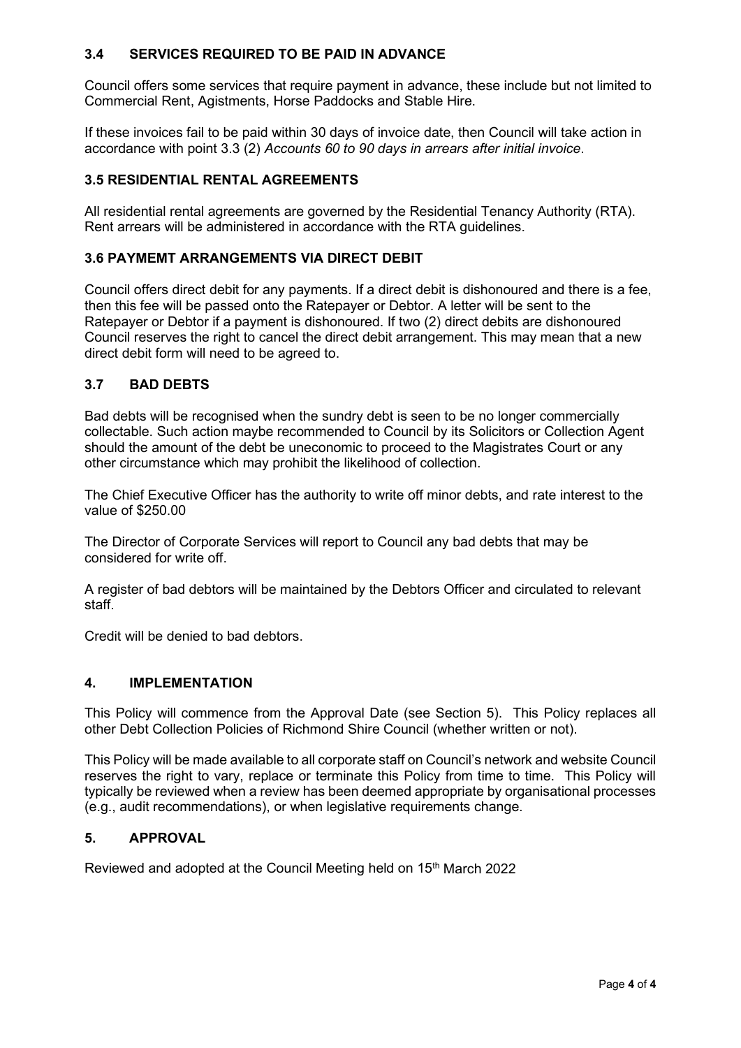### 3.4 SERVICES REQUIRED TO BE PAID IN ADVANCE

Council offers some services that require payment in advance, these include but not limited to Commercial Rent, Agistments, Horse Paddocks and Stable Hire.

If these invoices fail to be paid within 30 days of invoice date, then Council will take action in accordance with point 3.3 (2) *Accounts 60 to 90 days in arrears after initial invoice*.

### 3.5 RESIDENTIAL RENTAL AGREEMENTS

All residential rental agreements are governed by the Residential Tenancy Authority (RTA). Rent arrears will be administered in accordance with the RTA guidelines.

### 3.6 PAYMEMT ARRANGEMENTS VIA DIRECT DEBIT

Council offers direct debit for any payments. If a direct debit is dishonoured and there is a fee, then this fee will be passed onto the Ratepayer or Debtor. A letter will be sent to the Ratepayer or Debtor if a payment is dishonoured. If two (2) direct debits are dishonoured Council reserves the right to cancel the direct debit arrangement. This may mean that a new direct debit form will need to be agreed to.

### 3.7 BAD DEBTS

Bad debts will be recognised when the sundry debt is seen to be no longer commercially collectable. Such action maybe recommended to Council by its Solicitors or Collection Agent should the amount of the debt be uneconomic to proceed to the Magistrates Court or any other circumstance which may prohibit the likelihood of collection.

The Chief Executive Officer has the authority to write off minor debts, and rate interest to the value of $250.00

The Director of Corporate Services will report to Council any bad debts that may be considered for write off.

A register of bad debtors will be maintained by the Debtors Officer and circulated to relevant staff.

Credit will be denied to bad debtors.

## 4. IMPLEMENTATION

This Policy will commence from the Approval Date (see Section 5). This Policy replaces all other Debt Collection Policies of Richmond Shire Council (whether written or not).

This Policy will be made available to all corporate staff on Council's network and website Council reserves the right to vary, replace or terminate this Policy from time to time. This Policy will typically be reviewed when a review has been deemed appropriate by organisational processes (e.g., audit recommendations), or when legislative requirements change.

## 5. APPROVAL

Reviewed and adopted at the Council Meeting held on 15th March 2022